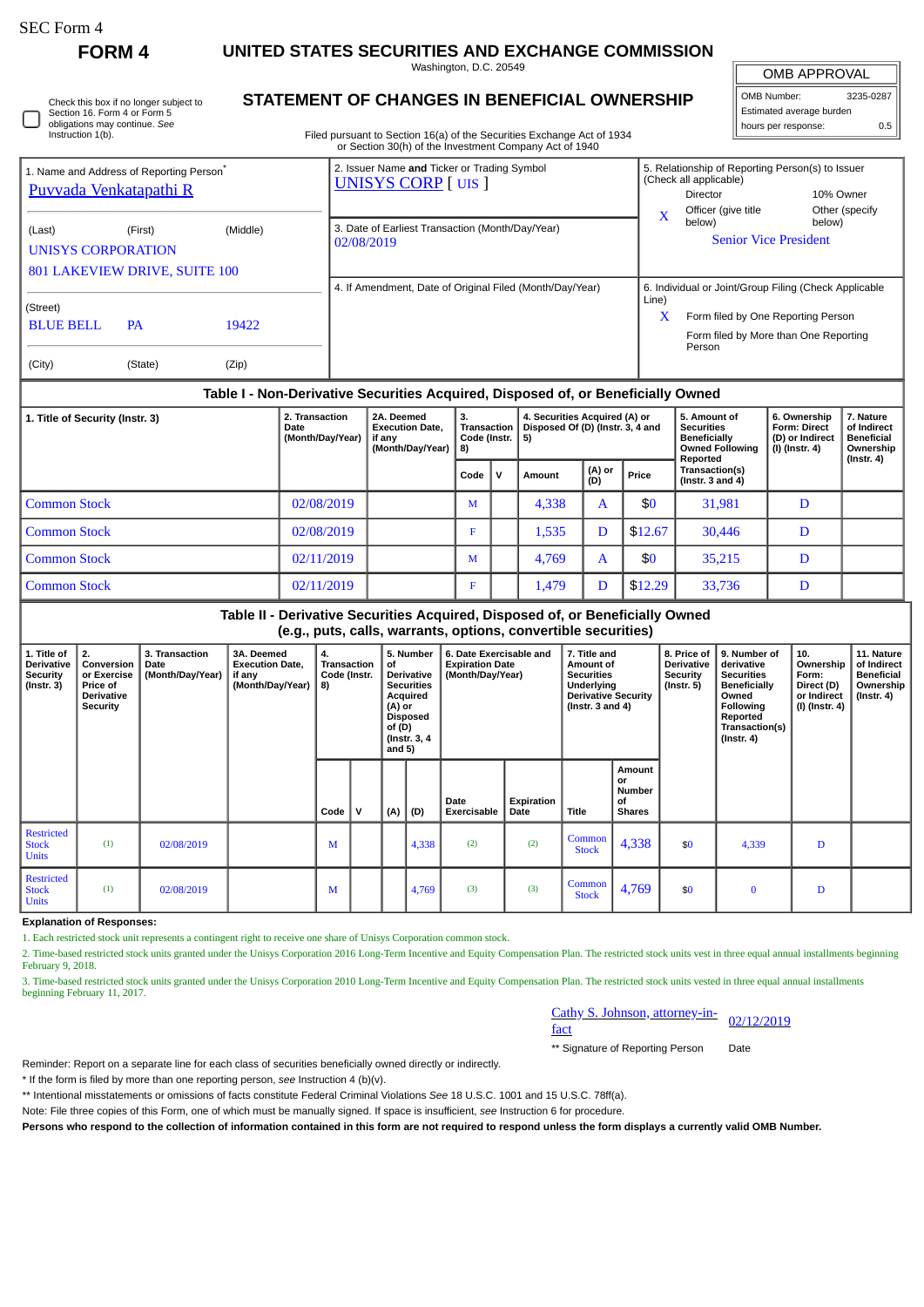SEC Form 4

**FORM 4**

# UNITED STATES SECURITIES AND EXCHANGE COMMISSION

Washington, D.C. 20549

## STATEMENT OF CHANGES IN BENEFICIAL OWNERSHIP

Filed pursuant to Section 16(a) of the Securities Exchange Act of 1934 or Section 30(h) of the Investment Company Act of 1940

| OMB APPROVAL | |
|---|---|
| OMB Number: | 3235-0287 |
| Estimated average burden | |
| hours per response: | 0.5 |

☐ Check this box if no longer subject to Section 16. Form 4 or Form 5 obligations may continue. *See* Instruction 1(b).

1. Name and Address of Reporting Person*
Puvvada Venkatapathi R

(Last) (First) (Middle)
UNISYS CORPORATION
801 LAKEVIEW DRIVE, SUITE 100

(Street)
BLUE BELL PA 19422

(City) (State) (Zip)

2. Issuer Name **and** Ticker or Trading Symbol
UNISYS CORP [ UIS ]

3. Date of Earliest Transaction (Month/Day/Year)
02/08/2019

4. If Amendment, Date of Original Filed (Month/Day/Year)

5. Relationship of Reporting Person(s) to Issuer (Check all applicable)
Director
10% Owner
X Officer (give title below)
Other (specify below)
Senior Vice President

6. Individual or Joint/Group Filing (Check Applicable Line)
X Form filed by One Reporting Person
Form filed by More than One Reporting Person

### Table I - Non-Derivative Securities Acquired, Disposed of, or Beneficially Owned

| 1. Title of Security (Instr. 3) | 2. Transaction Date (Month/Day/Year) | 2A. Deemed Execution Date, if any (Month/Day/Year) | 3. Transaction Code (Instr. 8) | | 4. Securities Acquired (A) or Disposed Of (D) (Instr. 3, 4 and 5) | | | 5. Amount of Securities Beneficially Owned Following Reported Transaction(s) (Instr. 3 and 4) | 6. Ownership Form: Direct (D) or Indirect (I) (Instr. 4) | 7. Nature of Indirect Beneficial Ownership (Instr. 4) |
|---|---|---|---|---|---|---|---|---|---|---|
| | | | Code | V | Amount | (A) or (D) | Price | | | |
| Common Stock | 02/08/2019 | | M | | 4,338 | A | $0 | 31,981 | D | |
| Common Stock | 02/08/2019 | | F | | 1,535 | D | $12.67 | 30,446 | D | |
| Common Stock | 02/11/2019 | | M | | 4,769 | A | $0 | 35,215 | D | |
| Common Stock | 02/11/2019 | | F | | 1,479 | D | $12.29 | 33,736 | D | |

### Table II - Derivative Securities Acquired, Disposed of, or Beneficially Owned (e.g., puts, calls, warrants, options, convertible securities)

| 1. Title of Derivative Security (Instr. 3) | 2. Conversion or Exercise Price of Derivative Security | 3. Transaction Date (Month/Day/Year) | 3A. Deemed Execution Date, if any (Month/Day/Year) | 4. Transaction Code (Instr. 8) | | 5. Number of Derivative Securities Acquired (A) or Disposed of (D) (Instr. 3, 4 and 5) | | 6. Date Exercisable and Expiration Date (Month/Day/Year) | | 7. Title and Amount of Securities Underlying Derivative Security (Instr. 3 and 4) | | 8. Price of Derivative Security (Instr. 5) | 9. Number of derivative Securities Beneficially Owned Following Reported Transaction(s) (Instr. 4) | 10. Ownership Form: Direct (D) or Indirect (I) (Instr. 4) | 11. Nature of Indirect Beneficial Ownership (Instr. 4) |
|---|---|---|---|---|---|---|---|---|---|---|---|---|---|---|---|
| | | | | Code | V | (A) | (D) | Date Exercisable | Expiration Date | Title | Amount or Number of Shares | | | | |
| Restricted Stock Units | (1) | 02/08/2019 | | M | | | 4,338 | (2) | (2) | Common Stock | 4,338 | $0 | 4,339 | D | |
| Restricted Stock Units | (1) | 02/08/2019 | | M | | | 4,769 | (3) | (3) | Common Stock | 4,769 | $0 | 0 | D | |

**Explanation of Responses:**

1. Each restricted stock unit represents a contingent right to receive one share of Unisys Corporation common stock.
2. Time-based restricted stock units granted under the Unisys Corporation 2016 Long-Term Incentive and Equity Compensation Plan. The restricted stock units vest in three equal annual installments beginning February 9, 2018.
3. Time-based restricted stock units granted under the Unisys Corporation 2010 Long-Term Incentive and Equity Compensation Plan. The restricted stock units vested in three equal annual installments beginning February 11, 2017.

Cathy S. Johnson, attorney-in-fact 02/12/2019

** Signature of Reporting Person Date

Reminder: Report on a separate line for each class of securities beneficially owned directly or indirectly.

* If the form is filed by more than one reporting person, *see* Instruction 4 (b)(v).

** Intentional misstatements or omissions of facts constitute Federal Criminal Violations *See* 18 U.S.C. 1001 and 15 U.S.C. 78ff(a).

Note: File three copies of this Form, one of which must be manually signed. If space is insufficient, *see* Instruction 6 for procedure.

**Persons who respond to the collection of information contained in this form are not required to respond unless the form displays a currently valid OMB Number.**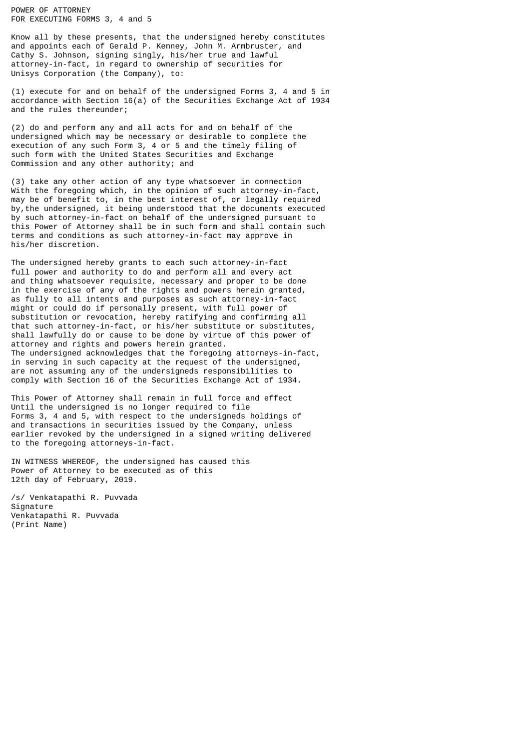POWER OF ATTORNEY
FOR EXECUTING FORMS 3, 4 and 5

Know all by these presents, that the undersigned hereby constitutes and appoints each of Gerald P. Kenney, John M. Armbruster, and Cathy S. Johnson, signing singly, his/her true and lawful attorney-in-fact, in regard to ownership of securities for Unisys Corporation (the Company), to:

(1) execute for and on behalf of the undersigned Forms 3, 4 and 5 in accordance with Section 16(a) of the Securities Exchange Act of 1934 and the rules thereunder;

(2) do and perform any and all acts for and on behalf of the undersigned which may be necessary or desirable to complete the execution of any such Form 3, 4 or 5 and the timely filing of such form with the United States Securities and Exchange Commission and any other authority; and

(3) take any other action of any type whatsoever in connection With the foregoing which, in the opinion of such attorney-in-fact, may be of benefit to, in the best interest of, or legally required by,the undersigned, it being understood that the documents executed by such attorney-in-fact on behalf of the undersigned pursuant to this Power of Attorney shall be in such form and shall contain such terms and conditions as such attorney-in-fact may approve in his/her discretion.

The undersigned hereby grants to each such attorney-in-fact full power and authority to do and perform all and every act and thing whatsoever requisite, necessary and proper to be done in the exercise of any of the rights and powers herein granted, as fully to all intents and purposes as such attorney-in-fact might or could do if personally present, with full power of substitution or revocation, hereby ratifying and confirming all that such attorney-in-fact, or his/her substitute or substitutes, shall lawfully do or cause to be done by virtue of this power of attorney and rights and powers herein granted.
The undersigned acknowledges that the foregoing attorneys-in-fact, in serving in such capacity at the request of the undersigned, are not assuming any of the undersigneds responsibilities to comply with Section 16 of the Securities Exchange Act of 1934.

This Power of Attorney shall remain in full force and effect Until the undersigned is no longer required to file Forms 3, 4 and 5, with respect to the undersigneds holdings of and transactions in securities issued by the Company, unless earlier revoked by the undersigned in a signed writing delivered to the foregoing attorneys-in-fact.

IN WITNESS WHEREOF, the undersigned has caused this Power of Attorney to be executed as of this 12th day of February, 2019.

/s/ Venkatapathi R. Puvvada
Signature
Venkatapathi R. Puvvada
(Print Name)